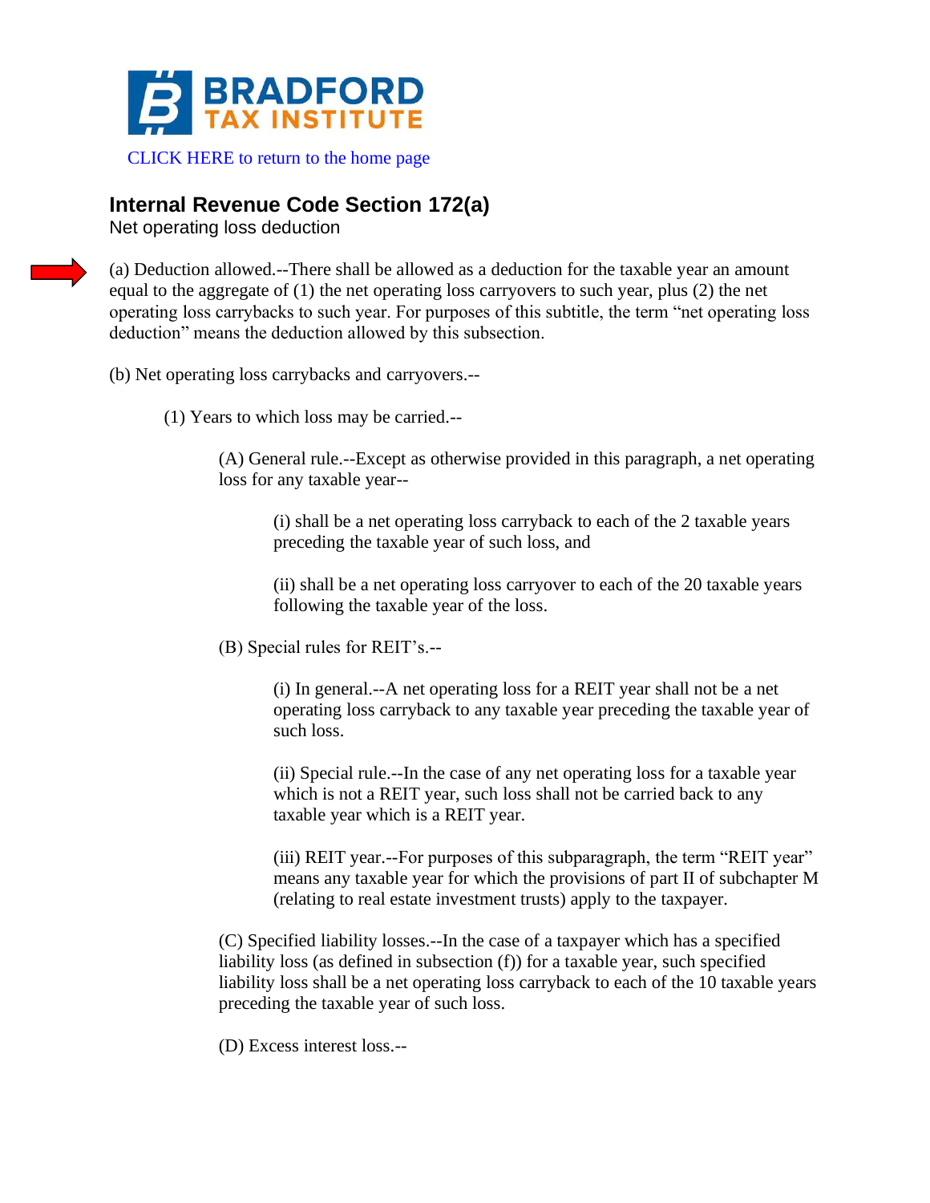# BRADFORD TAX INSTITUTE

CLICK HERE to return to the home page

## Internal Revenue Code Section 172(a)

Net operating loss deduction

(a) Deduction allowed.--There shall be allowed as a deduction for the taxable year an amount equal to the aggregate of (1) the net operating loss carryovers to such year, plus (2) the net operating loss carrybacks to such year. For purposes of this subtitle, the term "net operating loss deduction" means the deduction allowed by this subsection.

(b) Net operating loss carrybacks and carryovers.--

(1) Years to which loss may be carried.--

(A) General rule.--Except as otherwise provided in this paragraph, a net operating loss for any taxable year--

(i) shall be a net operating loss carryback to each of the 2 taxable years preceding the taxable year of such loss, and

(ii) shall be a net operating loss carryover to each of the 20 taxable years following the taxable year of the loss.

(B) Special rules for REIT's.--

(i) In general.--A net operating loss for a REIT year shall not be a net operating loss carryback to any taxable year preceding the taxable year of such loss.

(ii) Special rule.--In the case of any net operating loss for a taxable year which is not a REIT year, such loss shall not be carried back to any taxable year which is a REIT year.

(iii) REIT year.--For purposes of this subparagraph, the term "REIT year" means any taxable year for which the provisions of part II of subchapter M (relating to real estate investment trusts) apply to the taxpayer.

(C) Specified liability losses.--In the case of a taxpayer which has a specified liability loss (as defined in subsection (f)) for a taxable year, such specified liability loss shall be a net operating loss carryback to each of the 10 taxable years preceding the taxable year of such loss.

(D) Excess interest loss.--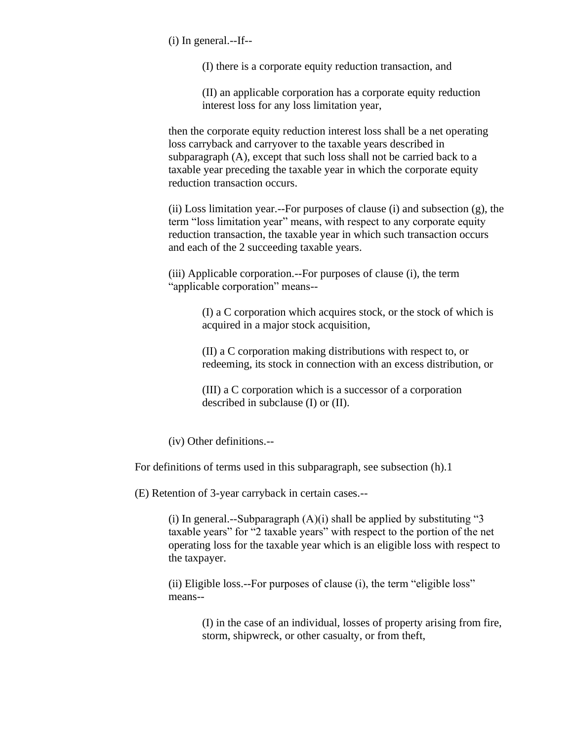(i) In general.--If--

(I) there is a corporate equity reduction transaction, and

(II) an applicable corporation has a corporate equity reduction interest loss for any loss limitation year,

then the corporate equity reduction interest loss shall be a net operating loss carryback and carryover to the taxable years described in subparagraph (A), except that such loss shall not be carried back to a taxable year preceding the taxable year in which the corporate equity reduction transaction occurs.

(ii) Loss limitation year.--For purposes of clause (i) and subsection (g), the term "loss limitation year" means, with respect to any corporate equity reduction transaction, the taxable year in which such transaction occurs and each of the 2 succeeding taxable years.

(iii) Applicable corporation.--For purposes of clause (i), the term "applicable corporation" means--

(I) a C corporation which acquires stock, or the stock of which is acquired in a major stock acquisition,

(II) a C corporation making distributions with respect to, or redeeming, its stock in connection with an excess distribution, or

(III) a C corporation which is a successor of a corporation described in subclause (I) or (II).

(iv) Other definitions.--

For definitions of terms used in this subparagraph, see subsection (h).1

(E) Retention of 3-year carryback in certain cases.--

(i) In general.--Subparagraph (A)(i) shall be applied by substituting "3 taxable years" for "2 taxable years" with respect to the portion of the net operating loss for the taxable year which is an eligible loss with respect to the taxpayer.

(ii) Eligible loss.--For purposes of clause (i), the term "eligible loss" means--

(I) in the case of an individual, losses of property arising from fire, storm, shipwreck, or other casualty, or from theft,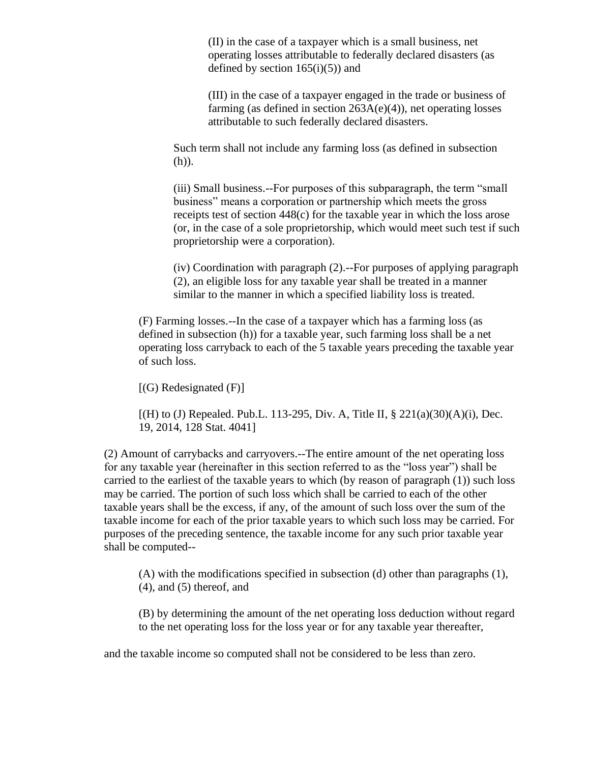(II) in the case of a taxpayer which is a small business, net operating losses attributable to federally declared disasters (as defined by section 165(i)(5)) and

(III) in the case of a taxpayer engaged in the trade or business of farming (as defined in section 263A(e)(4)), net operating losses attributable to such federally declared disasters.

Such term shall not include any farming loss (as defined in subsection (h)).

(iii) Small business.--For purposes of this subparagraph, the term "small business" means a corporation or partnership which meets the gross receipts test of section 448(c) for the taxable year in which the loss arose (or, in the case of a sole proprietorship, which would meet such test if such proprietorship were a corporation).

(iv) Coordination with paragraph (2).--For purposes of applying paragraph (2), an eligible loss for any taxable year shall be treated in a manner similar to the manner in which a specified liability loss is treated.

(F) Farming losses.--In the case of a taxpayer which has a farming loss (as defined in subsection (h)) for a taxable year, such farming loss shall be a net operating loss carryback to each of the 5 taxable years preceding the taxable year of such loss.

[(G) Redesignated (F)]

[(H) to (J) Repealed. Pub.L. 113-295, Div. A, Title II, § 221(a)(30)(A)(i), Dec. 19, 2014, 128 Stat. 4041]

(2) Amount of carrybacks and carryovers.--The entire amount of the net operating loss for any taxable year (hereinafter in this section referred to as the "loss year") shall be carried to the earliest of the taxable years to which (by reason of paragraph (1)) such loss may be carried. The portion of such loss which shall be carried to each of the other taxable years shall be the excess, if any, of the amount of such loss over the sum of the taxable income for each of the prior taxable years to which such loss may be carried. For purposes of the preceding sentence, the taxable income for any such prior taxable year shall be computed--

(A) with the modifications specified in subsection (d) other than paragraphs (1), (4), and (5) thereof, and

(B) by determining the amount of the net operating loss deduction without regard to the net operating loss for the loss year or for any taxable year thereafter,

and the taxable income so computed shall not be considered to be less than zero.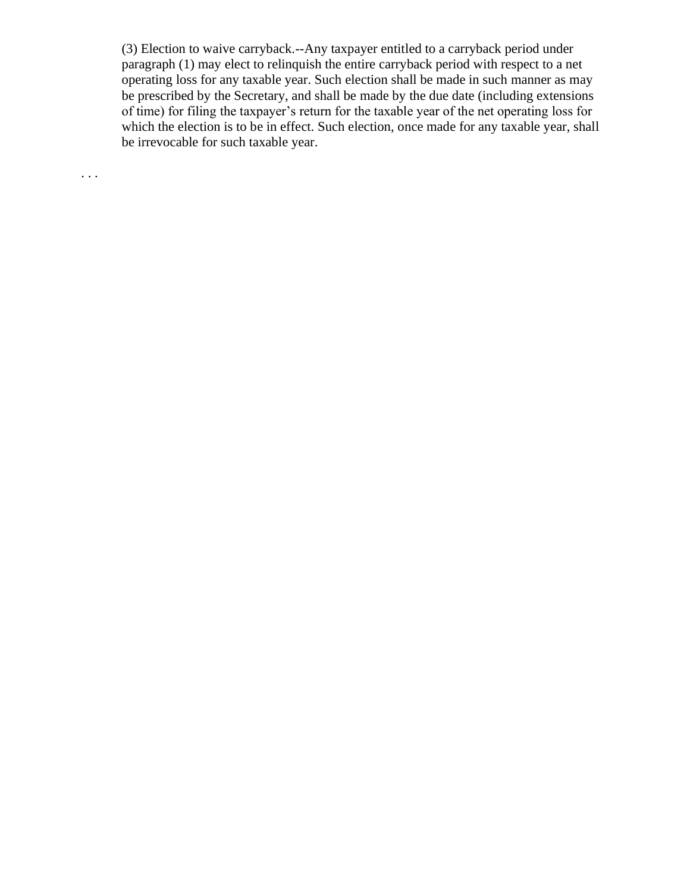(3) Election to waive carryback.--Any taxpayer entitled to a carryback period under paragraph (1) may elect to relinquish the entire carryback period with respect to a net operating loss for any taxable year. Such election shall be made in such manner as may be prescribed by the Secretary, and shall be made by the due date (including extensions of time) for filing the taxpayer's return for the taxable year of the net operating loss for which the election is to be in effect. Such election, once made for any taxable year, shall be irrevocable for such taxable year.

. . .